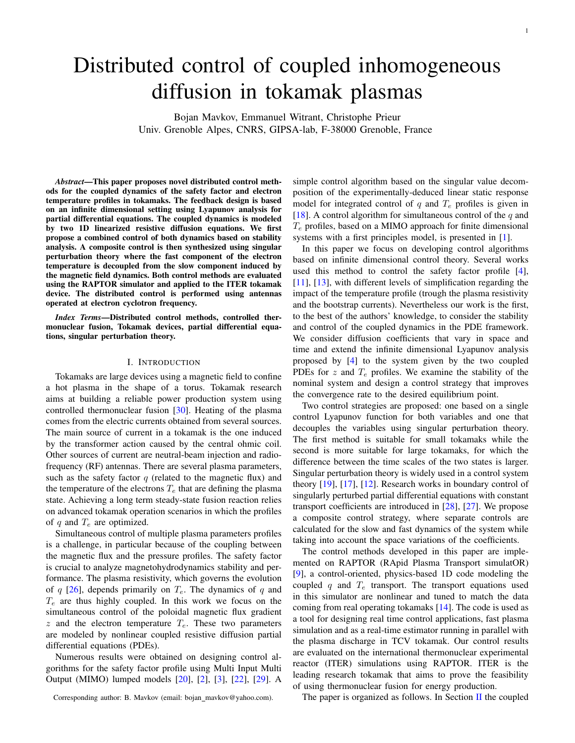# Distributed control of coupled inhomogeneous diffusion in tokamak plasmas

Bojan Mavkov, Emmanuel Witrant, Christophe Prieur
Univ. Grenoble Alpes, CNRS, GIPSA-lab, F-38000 Grenoble, France

***Abstract*—This paper proposes novel distributed control methods for the coupled dynamics of the safety factor and electron temperature profiles in tokamaks. The feedback design is based on an infinite dimensional setting using Lyapunov analysis for partial differential equations. The coupled dynamics is modeled by two 1D linearized resistive diffusion equations. We first propose a combined control of both dynamics based on stability analysis. A composite control is then synthesized using singular perturbation theory where the fast component of the electron temperature is decoupled from the slow component induced by the magnetic field dynamics. Both control methods are evaluated using the RAPTOR simulator and applied to the ITER tokamak device. The distributed control is performed using antennas operated at electron cyclotron frequency.**

***Index Terms*—Distributed control methods, controlled thermonuclear fusion, Tokamak devices, partial differential equations, singular perturbation theory.**

## I. Introduction

Tokamaks are large devices using a magnetic field to confine a hot plasma in the shape of a torus. Tokamak research aims at building a reliable power production system using controlled thermonuclear fusion [30]. Heating of the plasma comes from the electric currents obtained from several sources. The main source of current in a tokamak is the one induced by the transformer action caused by the central ohmic coil. Other sources of current are neutral-beam injection and radio-frequency (RF) antennas. There are several plasma parameters, such as the safety factor $q$ (related to the magnetic flux) and the temperature of the electrons $T_e$ that are defining the plasma state. Achieving a long term steady-state fusion reaction relies on advanced tokamak operation scenarios in which the profiles of $q$ and $T_e$ are optimized.

Simultaneous control of multiple plasma parameters profiles is a challenge, in particular because of the coupling between the magnetic flux and the pressure profiles. The safety factor is crucial to analyze magnetohydrodynamics stability and performance. The plasma resistivity, which governs the evolution of $q$ [26], depends primarily on $T_e$. The dynamics of $q$ and $T_e$ are thus highly coupled. In this work we focus on the simultaneous control of the poloidal magnetic flux gradient $z$ and the electron temperature $T_e$. These two parameters are modeled by nonlinear coupled resistive diffusion partial differential equations (PDEs).

Numerous results were obtained on designing control algorithms for the safety factor profile using Multi Input Multi Output (MIMO) lumped models [20], [2], [3], [22], [29]. A simple control algorithm based on the singular value decomposition of the experimentally-deduced linear static response model for integrated control of $q$ and $T_e$ profiles is given in [18]. A control algorithm for simultaneous control of the $q$ and $T_e$ profiles, based on a MIMO approach for finite dimensional systems with a first principles model, is presented in [1].

In this paper we focus on developing control algorithms based on infinite dimensional control theory. Several works used this method to control the safety factor profile [4], [11], [13], with different levels of simplification regarding the impact of the temperature profile (trough the plasma resistivity and the bootstrap currents). Nevertheless our work is the first, to the best of the authors' knowledge, to consider the stability and control of the coupled dynamics in the PDE framework. We consider diffusion coefficients that vary in space and time and extend the infinite dimensional Lyapunov analysis proposed by [4] to the system given by the two coupled PDEs for $z$ and $T_e$ profiles. We examine the stability of the nominal system and design a control strategy that improves the convergence rate to the desired equilibrium point.

Two control strategies are proposed: one based on a single control Lyapunov function for both variables and one that decouples the variables using singular perturbation theory. The first method is suitable for small tokamaks while the second is more suitable for large tokamaks, for which the difference between the time scales of the two states is larger. Singular perturbation theory is widely used in a control system theory [19], [17], [12]. Research works in boundary control of singularly perturbed partial differential equations with constant transport coefficients are introduced in [28], [27]. We propose a composite control strategy, where separate controls are calculated for the slow and fast dynamics of the system while taking into account the space variations of the coefficients.

The control methods developed in this paper are implemented on RAPTOR (RApid Plasma Transport simulatOR) [9], a control-oriented, physics-based 1D code modeling the coupled $q$ and $T_e$ transport. The transport equations used in this simulator are nonlinear and tuned to match the data coming from real operating tokamaks [14]. The code is used as a tool for designing real time control applications, fast plasma simulation and as a real-time estimator running in parallel with the plasma discharge in TCV tokamak. Our control results are evaluated on the international thermonuclear experimental reactor (ITER) simulations using RAPTOR. ITER is the leading research tokamak that aims to prove the feasibility of using thermonuclear fusion for energy production.

The paper is organized as follows. In Section II the coupled

Corresponding author: B. Mavkov (email: bojan_mavkov@yahoo.com).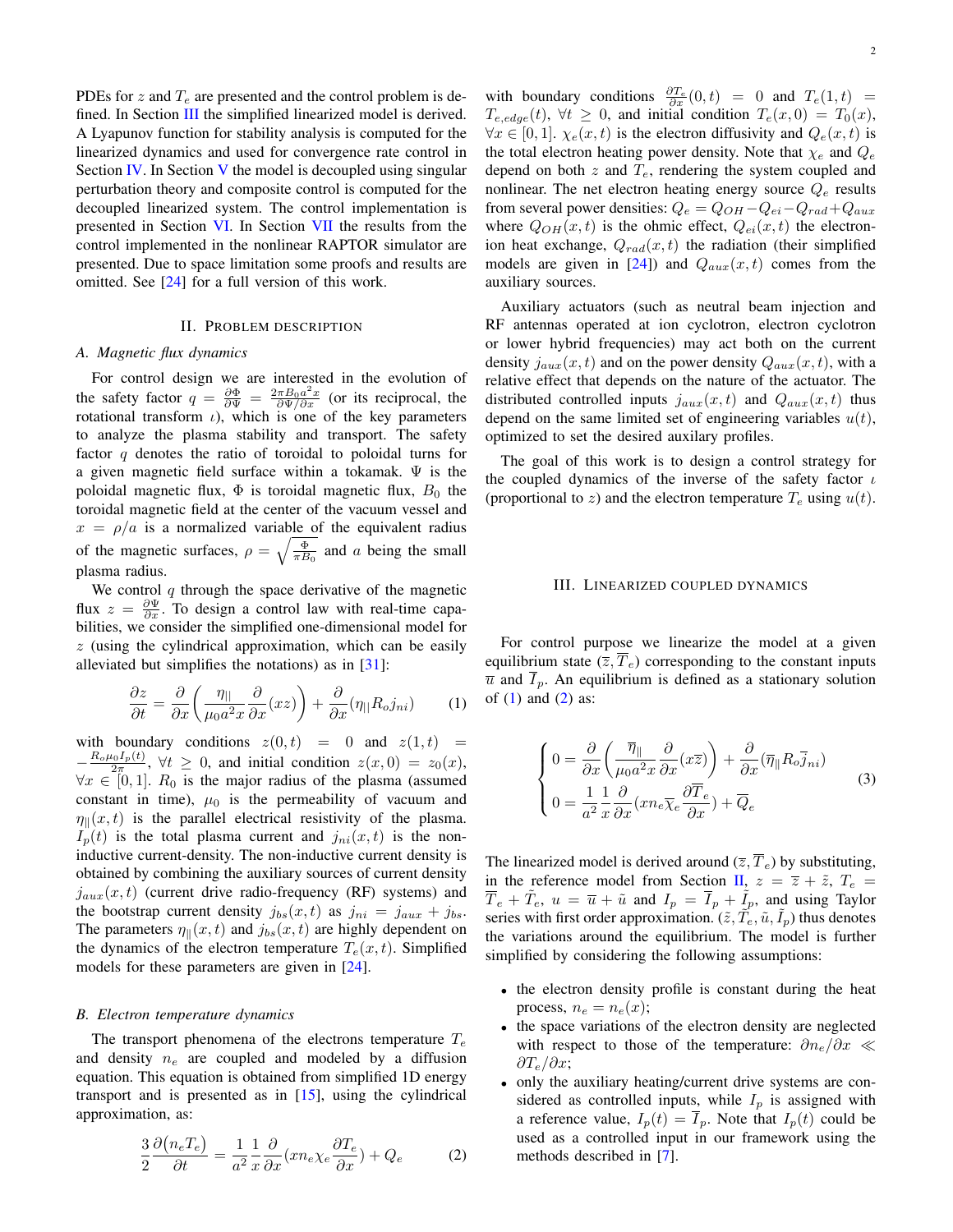PDEs for $z$ and $T_e$ are presented and the control problem is defined. In Section III the simplified linearized model is derived. A Lyapunov function for stability analysis is computed for the linearized dynamics and used for convergence rate control in Section IV. In Section V the model is decoupled using singular perturbation theory and composite control is computed for the decoupled linearized system. The control implementation is presented in Section VI. In Section VII the results from the control implemented in the nonlinear RAPTOR simulator are presented. Due to space limitation some proofs and results are omitted. See [24] for a full version of this work.

## II. Problem description

### A. Magnetic flux dynamics

For control design we are interested in the evolution of the safety factor $q = \frac{\partial \Phi}{\partial \Psi} = \frac{2\pi B_0 a^2 x}{\partial \Psi / \partial x}$ (or its reciprocal, the rotational transform $\iota$), which is one of the key parameters to analyze the plasma stability and transport. The safety factor $q$ denotes the ratio of toroidal to poloidal turns for a given magnetic field surface within a tokamak. $\Psi$ is the poloidal magnetic flux, $\Phi$ is toroidal magnetic flux, $B_0$ the toroidal magnetic field at the center of the vacuum vessel and $x = \rho/a$ is a normalized variable of the equivalent radius of the magnetic surfaces, $\rho = \sqrt{\frac{\Phi}{\pi B_0}}$ and $a$ being the small plasma radius.

We control $q$ through the space derivative of the magnetic flux $z = \frac{\partial \Psi}{\partial x}$. To design a control law with real-time capabilities, we consider the simplified one-dimensional model for $z$ (using the cylindrical approximation, which can be easily alleviated but simplifies the notations) as in [31]:

$$\frac{\partial z}{\partial t} = \frac{\partial}{\partial x}\left(\frac{\eta_{\|}}{\mu_0 a^2 x}\frac{\partial}{\partial x}(xz)\right) + \frac{\partial}{\partial x}(\eta_{\|} R_o j_{ni}) \qquad (1)$$

with boundary conditions $z(0,t) = 0$ and $z(1,t) = -\frac{R_o \mu_0 I_p(t)}{2\pi}$, $\forall t \geq 0$, and initial condition $z(x,0) = z_0(x)$, $\forall x \in [0,1]$. $R_0$ is the major radius of the plasma (assumed constant in time), $\mu_0$ is the permeability of vacuum and $\eta_{\|}(x,t)$ is the parallel electrical resistivity of the plasma. $I_p(t)$ is the total plasma current and $j_{ni}(x,t)$ is the non-inductive current-density. The non-inductive current density is obtained by combining the auxiliary sources of current density $j_{aux}(x,t)$ (current drive radio-frequency (RF) systems) and the bootstrap current density $j_{bs}(x,t)$ as $j_{ni} = j_{aux} + j_{bs}$. The parameters $\eta_{\|}(x,t)$ and $j_{bs}(x,t)$ are highly dependent on the dynamics of the electron temperature $T_e(x,t)$. Simplified models for these parameters are given in [24].

### B. Electron temperature dynamics

The transport phenomena of the electrons temperature $T_e$ and density $n_e$ are coupled and modeled by a diffusion equation. This equation is obtained from simplified 1D energy transport and is presented as in [15], using the cylindrical approximation, as:

$$\frac{3}{2}\frac{\partial (n_e T_e)}{\partial t} = \frac{1}{a^2}\frac{1}{x}\frac{\partial}{\partial x}(x n_e \chi_e \frac{\partial T_e}{\partial x}) + Q_e \qquad (2)$$

with boundary conditions $\frac{\partial T_e}{\partial x}(0,t) = 0$ and $T_e(1,t) = T_{e,edge}(t)$, $\forall t \geq 0$, and initial condition $T_e(x,0) = T_0(x)$, $\forall x \in [0,1]$. $\chi_e(x,t)$ is the electron diffusivity and $Q_e(x,t)$ is the total electron heating power density. Note that $\chi_e$ and $Q_e$ depend on both $z$ and $T_e$, rendering the system coupled and nonlinear. The net electron heating energy source $Q_e$ results from several power densities: $Q_e = Q_{OH} - Q_{ei} - Q_{rad} + Q_{aux}$ where $Q_{OH}(x,t)$ is the ohmic effect, $Q_{ei}(x,t)$ the electron-ion heat exchange, $Q_{rad}(x,t)$ the radiation (their simplified models are given in [24]) and $Q_{aux}(x,t)$ comes from the auxiliary sources.

Auxiliary actuators (such as neutral beam injection and RF antennas operated at ion cyclotron, electron cyclotron or lower hybrid frequencies) may act both on the current density $j_{aux}(x,t)$ and on the power density $Q_{aux}(x,t)$, with a relative effect that depends on the nature of the actuator. The distributed controlled inputs $j_{aux}(x,t)$ and $Q_{aux}(x,t)$ thus depend on the same limited set of engineering variables $u(t)$, optimized to set the desired auxilary profiles.

The goal of this work is to design a control strategy for the coupled dynamics of the inverse of the safety factor $\iota$ (proportional to $z$) and the electron temperature $T_e$ using $u(t)$.

## III. Linearized coupled dynamics

For control purpose we linearize the model at a given equilibrium state $(\overline{z}, \overline{T}_e)$ corresponding to the constant inputs $\overline{u}$ and $\overline{I}_p$. An equilibrium is defined as a stationary solution of (1) and (2) as:

$$\begin{cases} 0 = \dfrac{\partial}{\partial x}\left(\dfrac{\overline{\eta}_{\|}}{\mu_0 a^2 x}\dfrac{\partial}{\partial x}(x\overline{z})\right) + \dfrac{\partial}{\partial x}(\overline{\eta}_{\|} R_o \overline{j}_{ni}) \\ 0 = \dfrac{1}{a^2}\dfrac{1}{x}\dfrac{\partial}{\partial x}(x n_e \overline{\chi}_e \dfrac{\partial \overline{T}_e}{\partial x}) + \overline{Q}_e \end{cases} \qquad (3)$$

The linearized model is derived around $(\overline{z}, \overline{T}_e)$ by substituting, in the reference model from Section II, $z = \overline{z} + \tilde{z}$, $T_e = \overline{T}_e + \tilde{T}_e$, $u = \overline{u} + \tilde{u}$ and $I_p = \overline{I}_p + \tilde{I}_p$, and using Taylor series with first order approximation. $(\tilde{z}, \tilde{T}_e, \tilde{u}, \tilde{I}_p)$ thus denotes the variations around the equilibrium. The model is further simplified by considering the following assumptions:

- the electron density profile is constant during the heat process, $n_e = n_e(x)$;
- the space variations of the electron density are neglected with respect to those of the temperature: $\partial n_e/\partial x \ll \partial T_e/\partial x$;
- only the auxiliary heating/current drive systems are considered as controlled inputs, while $I_p$ is assigned with a reference value, $I_p(t) = \overline{I}_p$. Note that $I_p(t)$ could be used as a controlled input in our framework using the methods described in [7].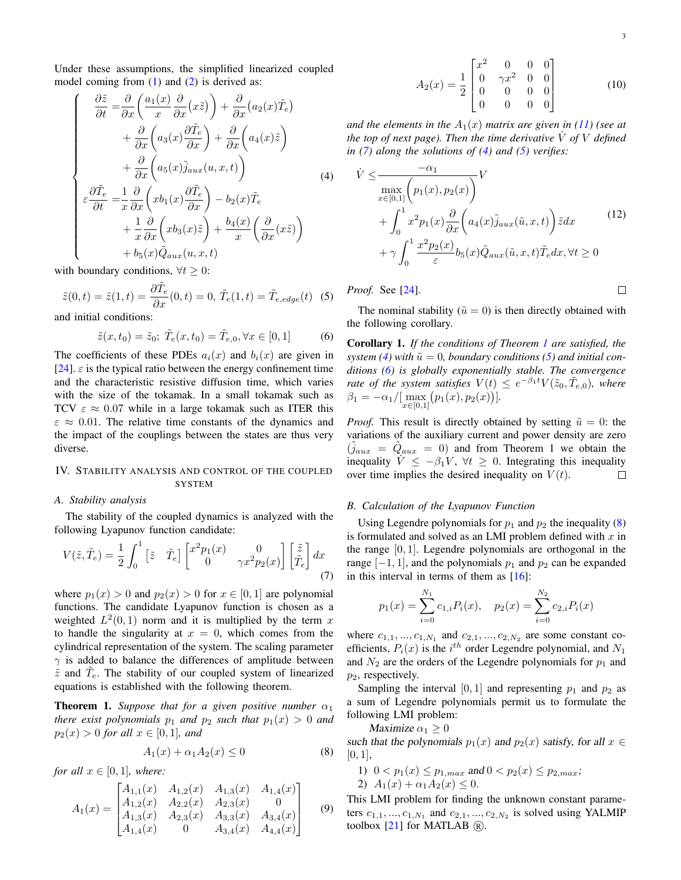Under these assumptions, the simplified linearized coupled model coming from (1) and (2) is derived as:

$$
\begin{cases}
\dfrac{\partial \tilde{z}}{\partial t} = \dfrac{\partial}{\partial x}\left(\dfrac{a_1(x)}{x}\dfrac{\partial}{\partial x}\big(x\tilde{z}\big)\right) + \dfrac{\partial}{\partial x}\big(a_2(x)\tilde{T}_e\big) \\
\qquad + \dfrac{\partial}{\partial x}\left(a_3(x)\dfrac{\partial \tilde{T}_e}{\partial x}\right) + \dfrac{\partial}{\partial x}\left(a_4(x)\tilde{z}\right) \\
\qquad + \dfrac{\partial}{\partial x}\left(a_5(x)\tilde{j}_{aux}(u,x,t)\right) \\
\varepsilon\dfrac{\partial \tilde{T}_e}{\partial t} = \dfrac{1}{x}\dfrac{\partial}{\partial x}\left(xb_1(x)\dfrac{\partial \tilde{T}_e}{\partial x}\right) - b_2(x)\tilde{T}_e \\
\qquad + \dfrac{1}{x}\dfrac{\partial}{\partial x}\left(xb_3(x)\tilde{z}\right) + \dfrac{b_4(x)}{x}\left(\dfrac{\partial}{\partial x}(x\tilde{z})\right) \\
\qquad + b_5(x)\tilde{Q}_{aux}(u,x,t)
\end{cases}
\tag{4}
$$

with boundary conditions, $\forall t \geq 0$:

$$
\tilde{z}(0,t) = \tilde{z}(1,t) = \frac{\partial \tilde{T}_e}{\partial x}(0,t) = 0,\ \tilde{T}_e(1,t) = \tilde{T}_{e,edge}(t) \tag{5}
$$

and initial conditions:

$$
\tilde{z}(x,t_0) = \tilde{z}_0;\ \tilde{T}_e(x,t_0) = \tilde{T}_{e,0}, \forall x \in [0,1] \tag{6}
$$

The coefficients of these PDEs $a_i(x)$ and $b_i(x)$ are given in [24]. $\varepsilon$ is the typical ratio between the energy confinement time and the characteristic resistive diffusion time, which varies with the size of the tokamak. In a small tokamak such as TCV $\varepsilon \approx 0.07$ while in a large tokamak such as ITER this $\varepsilon \approx 0.01$. The relative time constants of the dynamics and the impact of the couplings between the states are thus very diverse.

## IV. Stability analysis and control of the coupled system

### A. Stability analysis

The stability of the coupled dynamics is analyzed with the following Lyapunov function candidate:

$$
V(\tilde{z}, \tilde{T}_e) = \frac{1}{2}\int_0^1 \begin{bmatrix}\tilde{z} & \tilde{T}_e\end{bmatrix} \begin{bmatrix} x^2 p_1(x) & 0 \\ 0 & \gamma x^2 p_2(x)\end{bmatrix} \begin{bmatrix}\tilde{z} \\ \tilde{T}_e\end{bmatrix} dx \tag{7}
$$

where $p_1(x) > 0$ and $p_2(x) > 0$ for $x \in [0,1]$ are polynomial functions. The candidate Lyapunov function is chosen as a weighted $L^2(0,1)$ norm and it is multiplied by the term $x$ to handle the singularity at $x = 0$, which comes from the cylindrical representation of the system. The scaling parameter $\gamma$ is added to balance the differences of amplitude between $\tilde{z}$ and $\tilde{T}_e$. The stability of our coupled system of linearized equations is established with the following theorem.

**Theorem 1.** *Suppose that for a given positive number $\alpha_1$ there exist polynomials $p_1$ and $p_2$ such that $p_1(x) > 0$ and $p_2(x) > 0$ for all $x \in [0,1]$, and*

$$
A_1(x) + \alpha_1 A_2(x) \leq 0 \tag{8}
$$

*for all $x \in [0,1]$, where:*

$$
A_1(x) = \begin{bmatrix} A_{1,1}(x) & A_{1,2}(x) & A_{1,3}(x) & A_{1,4}(x) \\ A_{1,2}(x) & A_{2,2}(x) & A_{2,3}(x) & 0 \\ A_{1,3}(x) & A_{2,3}(x) & A_{3,3}(x) & A_{3,4}(x) \\ A_{1,4}(x) & 0 & A_{3,4}(x) & A_{4,4}(x) \end{bmatrix} \tag{9}
$$

$$
A_2(x) = \frac{1}{2}\begin{bmatrix} x^2 & 0 & 0 & 0 \\ 0 & \gamma x^2 & 0 & 0 \\ 0 & 0 & 0 & 0 \\ 0 & 0 & 0 & 0 \end{bmatrix} \tag{10}
$$

*and the elements in the $A_1(x)$ matrix are given in (11) (see at the top of next page). Then the time derivative $\dot{V}$ of $V$ defined in (7) along the solutions of (4) and (5) verifies:*

$$
\begin{aligned}
\dot{V} \leq & \frac{-\alpha_1}{\max\limits_{x\in[0,1]}\Big(p_1(x), p_2(x)\Big)} V \\
& + \int_0^1 x^2 p_1(x) \frac{\partial}{\partial x}\Big(a_4(x)\tilde{j}_{aux}(\tilde{u},x,t)\Big)\tilde{z}dx \\
& + \gamma\int_0^1 \frac{x^2 p_2(x)}{\varepsilon} b_5(x)\tilde{Q}_{aux}(\tilde{u},x,t)\tilde{T}_e dx, \forall t \geq 0
\end{aligned}
\tag{12}
$$

*Proof.* See [24]. □

The nominal stability ($\tilde{u} = 0$) is then directly obtained with the following corollary.

**Corollary 1.** *If the conditions of Theorem 1 are satisfied, the system (4) with $\tilde{u} = 0$, boundary conditions (5) and initial conditions (6) is globally exponentially stable. The convergence rate of the system satisfies $V(t) \leq e^{-\beta_1 t}V(\tilde{z}_0, \tilde{T}_{e,0})$, where $\beta_1 = -\alpha_1/[\max\limits_{x\in[0,1]}\big(p_1(x), p_2(x)\big)]$.*

*Proof.* This result is directly obtained by setting $\tilde{u} = 0$: the variations of the auxiliary current and power density are zero ($\tilde{j}_{aux} = \tilde{Q}_{aux} = 0$) and from Theorem 1 we obtain the inequality $\dot{V} \leq -\beta_1 V$, $\forall t \geq 0$. Integrating this inequality over time implies the desired inequality on $V(t)$. □

### B. Calculation of the Lyapunov Function

Using Legendre polynomials for $p_1$ and $p_2$ the inequality (8) is formulated and solved as an LMI problem defined with $x$ in the range $[0,1]$. Legendre polynomials are orthogonal in the range $[-1,1]$, and the polynomials $p_1$ and $p_2$ can be expanded in this interval in terms of them as [16]:

$$
p_1(x) = \sum_{i=0}^{N_1} c_{1,i}P_i(x), \quad p_2(x) = \sum_{i=0}^{N_2} c_{2,i}P_i(x)
$$

where $c_{1,1}, ..., c_{1,N_1}$ and $c_{2,1}, ..., c_{2,N_2}$ are some constant coefficients, $P_i(x)$ is the $i^{th}$ order Legendre polynomial, and $N_1$ and $N_2$ are the orders of the Legendre polynomials for $p_1$ and $p_2$, respectively.

Sampling the interval $[0,1]$ and representing $p_1$ and $p_2$ as a sum of Legendre polynomials permit us to formulate the following LMI problem:

*Maximize* $\alpha_1 \geq 0$

*such that the polynomials* $p_1(x)$ *and* $p_2(x)$ *satisfy, for all* $x \in [0,1]$,

1. $0 < p_1(x) \leq p_{1,max}$ and $0 < p_2(x) \leq p_{2,max}$;
2. $A_1(x) + \alpha_1 A_2(x) \leq 0$.

This LMI problem for finding the unknown constant parameters $c_{1,1}, ..., c_{1,N_1}$ and $c_{2,1}, ..., c_{2,N_2}$ is solved using YALMIP toolbox [21] for MATLAB ®.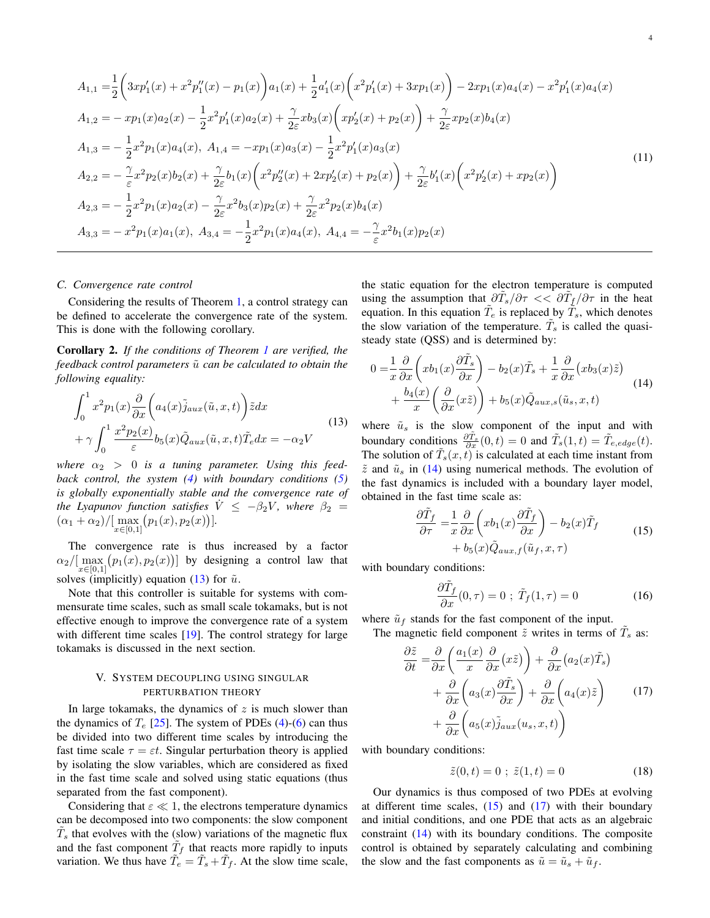$$
\begin{aligned}
A_{1,1} =& \frac{1}{2}\bigg(3xp_1'(x) + x^2 p_1''(x) - p_1(x)\bigg)a_1(x) + \frac{1}{2}a_1'(x)\bigg(x^2 p_1'(x) + 3xp_1(x)\bigg) - 2xp_1(x)a_4(x) - x^2 p_1'(x)a_4(x) \\
A_{1,2} =& -xp_1(x)a_2(x) - \frac{1}{2}x^2 p_1'(x)a_2(x) + \frac{\gamma}{2\varepsilon}xb_3(x)\bigg(xp_2'(x) + p_2(x)\bigg) + \frac{\gamma}{2\varepsilon}xp_2(x)b_4(x) \\
A_{1,3} =& -\frac{1}{2}x^2 p_1(x)a_4(x),\ A_{1,4} = -xp_1(x)a_3(x) - \frac{1}{2}x^2 p_1'(x)a_3(x) \\
A_{2,2} =& -\frac{\gamma}{\varepsilon}x^2 p_2(x)b_2(x) + \frac{\gamma}{2\varepsilon}b_1(x)\bigg(x^2 p_2''(x) + 2xp_2'(x) + p_2(x)\bigg) + \frac{\gamma}{2\varepsilon}b_1'(x)\bigg(x^2 p_2'(x) + xp_2(x)\bigg) \\
A_{2,3} =& -\frac{1}{2}x^2 p_1(x)a_2(x) - \frac{\gamma}{2\varepsilon}x^2 b_3(x)p_2(x) + \frac{\gamma}{2\varepsilon}x^2 p_2(x)b_4(x) \\
A_{3,3} =& -x^2 p_1(x)a_1(x),\ A_{3,4} = -\frac{1}{2}x^2 p_1(x)a_4(x),\ A_{4,4} = -\frac{\gamma}{\varepsilon}x^2 b_1(x)p_2(x)
\end{aligned}
\tag{11}
$$

### C. Convergence rate control

Considering the results of Theorem 1, a control strategy can be defined to accelerate the convergence rate of the system. This is done with the following corollary.

**Corollary 2.** *If the conditions of Theorem 1 are verified, the feedback control parameters $\tilde{u}$ can be calculated to obtain the following equality:*

$$
\begin{aligned}
&\int_0^1 x^2 p_1(x)\frac{\partial}{\partial x}\bigg(a_4(x)\tilde{j}_{aux}(\tilde{u}, x, t)\bigg)\tilde{z}dx \\
&+ \gamma\int_0^1 \frac{x^2 p_2(x)}{\varepsilon}b_5(x)\tilde{Q}_{aux}(\tilde{u}, x, t)\tilde{T}_e dx = -\alpha_2 V
\end{aligned}
\tag{13}
$$

*where $\alpha_2 > 0$ is a tuning parameter. Using this feedback control, the system (4) with boundary conditions (5) is globally exponentially stable and the convergence rate of the Lyapunov function satisfies $\dot{V} \leq -\beta_2 V$, where $\beta_2 = (\alpha_1 + \alpha_2)/[\max_{x\in[0,1]}(p_1(x), p_2(x))]$.*

The convergence rate is thus increased by a factor $\alpha_2/[\max_{x\in[0,1]}(p_1(x), p_2(x))]$ by designing a control law that solves (implicitly) equation (13) for $\tilde{u}$.

Note that this controller is suitable for systems with commensurate time scales, such as small scale tokamaks, but is not effective enough to improve the convergence rate of a system with different time scales [19]. The control strategy for large tokamaks is discussed in the next section.

## V. System Decoupling Using Singular Perturbation Theory

In large tokamaks, the dynamics of $z$ is much slower than the dynamics of $T_e$ [25]. The system of PDEs (4)-(6) can thus be divided into two different time scales by introducing the fast time scale $\tau = \varepsilon t$. Singular perturbation theory is applied by isolating the slow variables, which are considered as fixed in the fast time scale and solved using static equations (thus separated from the fast component).

Considering that $\varepsilon \ll 1$, the electrons temperature dynamics can be decomposed into two components: the slow component $\tilde{T}_s$ that evolves with the (slow) variations of the magnetic flux and the fast component $\tilde{T}_f$ that reacts more rapidly to inputs variation. We thus have $\tilde{T}_e = \tilde{T}_s + \tilde{T}_f$. At the slow time scale, the static equation for the electron temperature is computed using the assumption that $\partial\tilde{T}_s/\partial\tau << \partial\tilde{T}_f/\partial\tau$ in the heat equation. In this equation $\tilde{T}_e$ is replaced by $\tilde{T}_s$, which denotes the slow variation of the temperature. $\tilde{T}_s$ is called the quasi-steady state (QSS) and is determined by:

$$
\begin{aligned}
0 =& \frac{1}{x}\frac{\partial}{\partial x}\bigg(xb_1(x)\frac{\partial\tilde{T}_s}{\partial x}\bigg) - b_2(x)\tilde{T}_s + \frac{1}{x}\frac{\partial}{\partial x}\big(xb_3(x)\tilde{z}\big) \\
&+ \frac{b_4(x)}{x}\bigg(\frac{\partial}{\partial x}(x\tilde{z})\bigg) + b_5(x)\tilde{Q}_{aux,s}(\tilde{u}_s, x, t)
\end{aligned}
\tag{14}
$$

where $\tilde{u}_s$ is the slow component of the input and with boundary conditions $\frac{\partial\tilde{T}_s}{\partial x}(0,t) = 0$ and $\tilde{T}_s(1,t) = \tilde{T}_{e,edge}(t)$. The solution of $\tilde{T}_s(x,t)$ is calculated at each time instant from $\tilde{z}$ and $\tilde{u}_s$ in (14) using numerical methods. The evolution of the fast dynamics is included with a boundary layer model, obtained in the fast time scale as:

$$
\begin{aligned}
\frac{\partial\tilde{T}_f}{\partial\tau} =& \frac{1}{x}\frac{\partial}{\partial x}\bigg(xb_1(x)\frac{\partial\tilde{T}_f}{\partial x}\bigg) - b_2(x)\tilde{T}_f \\
&+ b_5(x)\tilde{Q}_{aux,f}(\tilde{u}_f, x, \tau)
\end{aligned}
\tag{15}
$$

with boundary conditions:

$$
\frac{\partial\tilde{T}_f}{\partial x}(0,\tau) = 0\ ;\ \tilde{T}_f(1,\tau) = 0 \tag{16}
$$

where $\tilde{u}_f$ stands for the fast component of the input.

The magnetic field component $\tilde{z}$ writes in terms of $\tilde{T}_s$ as:

$$
\begin{aligned}
\frac{\partial\tilde{z}}{\partial t} =& \frac{\partial}{\partial x}\bigg(\frac{a_1(x)}{x}\frac{\partial}{\partial x}(x\tilde{z})\bigg) + \frac{\partial}{\partial x}\big(a_2(x)\tilde{T}_s\big) \\
&+ \frac{\partial}{\partial x}\bigg(a_3(x)\frac{\partial\tilde{T}_s}{\partial x}\bigg) + \frac{\partial}{\partial x}\bigg(a_4(x)\tilde{z}\bigg) \\
&+ \frac{\partial}{\partial x}\bigg(a_5(x)\tilde{j}_{aux}(u_s, x, t)\bigg)
\end{aligned}
\tag{17}
$$

with boundary conditions:

$$
\tilde{z}(0,t) = 0\ ;\ \tilde{z}(1,t) = 0 \tag{18}
$$

Our dynamics is thus composed of two PDEs at evolving at different time scales, (15) and (17) with their boundary and initial conditions, and one PDE that acts as an algebraic constraint (14) with its boundary conditions. The composite control is obtained by separately calculating and combining the slow and the fast components as $\tilde{u} = \tilde{u}_s + \tilde{u}_f$.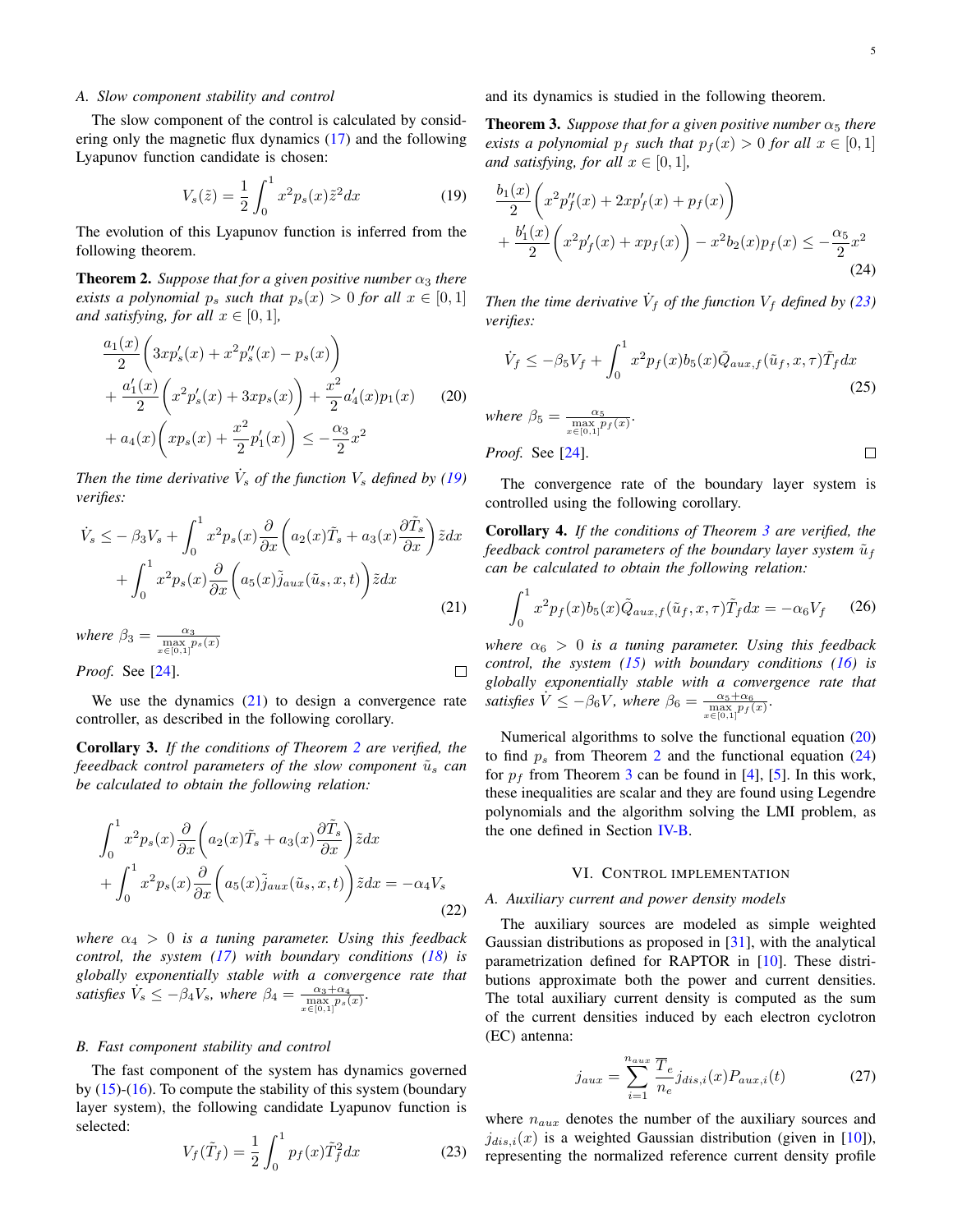### A. Slow component stability and control

The slow component of the control is calculated by considering only the magnetic flux dynamics (17) and the following Lyapunov function candidate is chosen:

$$V_s(\tilde{z}) = \frac{1}{2}\int_0^1 x^2 p_s(x)\tilde{z}^2 dx \tag{19}$$

The evolution of this Lyapunov function is inferred from the following theorem.

**Theorem 2.** *Suppose that for a given positive number $\alpha_3$ there exists a polynomial $p_s$ such that $p_s(x) > 0$ for all $x \in [0,1]$ and satisfying, for all $x \in [0,1]$,*

$$\begin{aligned}
&\frac{a_1(x)}{2}\Big(3xp_s'(x) + x^2 p_s''(x) - p_s(x)\Big) \\
&+ \frac{a_1'(x)}{2}\Big(x^2 p_s'(x) + 3xp_s(x)\Big) + \frac{x^2}{2}a_4'(x)p_1(x) \\
&+ a_4(x)\Big(xp_s(x) + \frac{x^2}{2}p_1'(x)\Big) \leq -\frac{\alpha_3}{2}x^2
\end{aligned} \tag{20}$$

*Then the time derivative $\dot{V}_s$ of the function $V_s$ defined by (19) verifies:*

$$\begin{aligned}
\dot{V}_s \leq &-\beta_3 V_s + \int_0^1 x^2 p_s(x)\frac{\partial}{\partial x}\Big(a_2(x)\tilde{T}_s + a_3(x)\frac{\partial \tilde{T}_s}{\partial x}\Big)\tilde{z}dx \\
&+ \int_0^1 x^2 p_s(x)\frac{\partial}{\partial x}\Big(a_5(x)\tilde{j}_{aux}(\tilde{u}_s, x, t)\Big)\tilde{z}dx
\end{aligned} \tag{21}$$

*where $\beta_3 = \frac{\alpha_3}{\max_{x\in[0,1]} p_s(x)}$*

*Proof.* See [24]. □

We use the dynamics (21) to design a convergence rate controller, as described in the following corollary.

**Corollary 3.** *If the conditions of Theorem 2 are verified, the feedback control parameters of the slow component $\tilde{u}_s$ can be calculated to obtain the following relation:*

$$\begin{aligned}
&\int_0^1 x^2 p_s(x)\frac{\partial}{\partial x}\Big(a_2(x)\tilde{T}_s + a_3(x)\frac{\partial \tilde{T}_s}{\partial x}\Big)\tilde{z}dx \\
&+ \int_0^1 x^2 p_s(x)\frac{\partial}{\partial x}\Big(a_5(x)\tilde{j}_{aux}(\tilde{u}_s, x, t)\Big)\tilde{z}dx = -\alpha_4 V_s
\end{aligned} \tag{22}$$

*where $\alpha_4 > 0$ is a tuning parameter. Using this feedback control, the system (17) with boundary conditions (18) is globally exponentially stable with a convergence rate that satisfies $\dot{V}_s \leq -\beta_4 V_s$, where $\beta_4 = \frac{\alpha_3 + \alpha_4}{\max_{x\in[0,1]} p_s(x)}$.*

### B. Fast component stability and control

The fast component of the system has dynamics governed by (15)-(16). To compute the stability of this system (boundary layer system), the following candidate Lyapunov function is selected:

$$V_f(\tilde{T}_f) = \frac{1}{2}\int_0^1 p_f(x)\tilde{T}_f^2 dx \tag{23}$$

and its dynamics is studied in the following theorem.

**Theorem 3.** *Suppose that for a given positive number $\alpha_5$ there exists a polynomial $p_f$ such that $p_f(x) > 0$ for all $x \in [0,1]$ and satisfying, for all $x \in [0,1]$,*

$$\begin{aligned}
&\frac{b_1(x)}{2}\Big(x^2 p_f''(x) + 2xp_f'(x) + p_f(x)\Big) \\
&+ \frac{b_1'(x)}{2}\Big(x^2 p_f'(x) + xp_f(x)\Big) - x^2 b_2(x)p_f(x) \leq -\frac{\alpha_5}{2}x^2
\end{aligned} \tag{24}$$

*Then the time derivative $\dot{V}_f$ of the function $V_f$ defined by (23) verifies:*

$$\dot{V}_f \leq -\beta_5 V_f + \int_0^1 x^2 p_f(x) b_5(x)\tilde{Q}_{aux,f}(\tilde{u}_f, x, \tau)\tilde{T}_f dx \tag{25}$$

*where $\beta_5 = \frac{\alpha_5}{\max_{x\in[0,1]} p_f(x)}$.*

*Proof.* See [24]. □

The convergence rate of the boundary layer system is controlled using the following corollary.

**Corollary 4.** *If the conditions of Theorem 3 are verified, the feedback control parameters of the boundary layer system $\tilde{u}_f$ can be calculated to obtain the following relation:*

$$\int_0^1 x^2 p_f(x) b_5(x)\tilde{Q}_{aux,f}(\tilde{u}_f, x, \tau)\tilde{T}_f dx = -\alpha_6 V_f \tag{26}$$

*where $\alpha_6 > 0$ is a tuning parameter. Using this feedback control, the system (15) with boundary conditions (16) is globally exponentially stable with a convergence rate that satisfies $\dot{V} \leq -\beta_6 V$, where $\beta_6 = \frac{\alpha_5 + \alpha_6}{\max_{x\in[0,1]} p_f(x)}$.*

Numerical algorithms to solve the functional equation (20) to find $p_s$ from Theorem 2 and the functional equation (24) for $p_f$ from Theorem 3 can be found in [4], [5]. In this work, these inequalities are scalar and they are found using Legendre polynomials and the algorithm solving the LMI problem, as the one defined in Section IV-B.

## VI. Control Implementation

### A. Auxiliary current and power density models

The auxiliary sources are modeled as simple weighted Gaussian distributions as proposed in [31], with the analytical parametrization defined for RAPTOR in [10]. These distributions approximate both the power and current densities. The total auxiliary current density is computed as the sum of the current densities induced by each electron cyclotron (EC) antenna:

$$j_{aux} = \sum_{i=1}^{n_{aux}} \frac{\overline{T}_e}{n_e} j_{dis,i}(x) P_{aux,i}(t) \tag{27}$$

where $n_{aux}$ denotes the number of the auxiliary sources and $j_{dis,i}(x)$ is a weighted Gaussian distribution (given in [10]), representing the normalized reference current density profile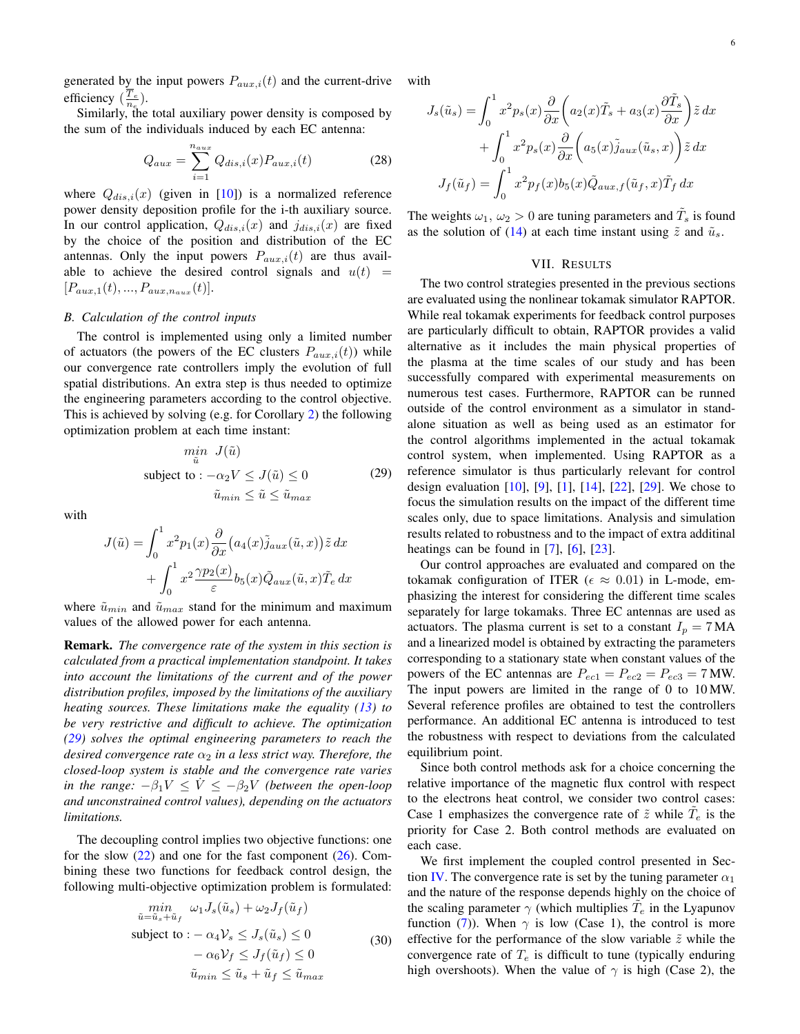generated by the input powers $P_{aux,i}(t)$ and the current-drive efficiency ($\frac{T_e}{n_e}$).

Similarly, the total auxiliary power density is composed by the sum of the individuals induced by each EC antenna:

$$Q_{aux} = \sum_{i=1}^{n_{aux}} Q_{dis,i}(x) P_{aux,i}(t) \tag{28}$$

where $Q_{dis,i}(x)$ (given in [10]) is a normalized reference power density deposition profile for the i-th auxiliary source. In our control application, $Q_{dis,i}(x)$ and $j_{dis,i}(x)$ are fixed by the choice of the position and distribution of the EC antennas. Only the input powers $P_{aux,i}(t)$ are thus available to achieve the desired control signals and $u(t) = [P_{aux,1}(t), ..., P_{aux,n_{aux}}(t)]$.

### B. Calculation of the control inputs

The control is implemented using only a limited number of actuators (the powers of the EC clusters $P_{aux,i}(t)$) while our convergence rate controllers imply the evolution of full spatial distributions. An extra step is thus needed to optimize the engineering parameters according to the control objective. This is achieved by solving (e.g. for Corollary 2) the following optimization problem at each time instant:

$$\begin{aligned} &\min_{\tilde{u}} \ J(\tilde{u}) \\ \text{subject to} : &-\alpha_2 V \leq J(\tilde{u}) \leq 0 \\ &\tilde{u}_{min} \leq \tilde{u} \leq \tilde{u}_{max} \end{aligned} \tag{29}$$

with

$$J(\tilde{u}) = \int_0^1 x^2 p_1(x) \frac{\partial}{\partial x}\big(a_4(x)\tilde{j}_{aux}(\tilde{u}, x)\big)\tilde{z}\, dx + \int_0^1 x^2 \frac{\gamma p_2(x)}{\varepsilon} b_5(x) \tilde{Q}_{aux}(\tilde{u}, x)\tilde{T}_e\, dx$$

where $\tilde{u}_{min}$ and $\tilde{u}_{max}$ stand for the minimum and maximum values of the allowed power for each antenna.

**Remark.** *The convergence rate of the system in this section is calculated from a practical implementation standpoint. It takes into account the limitations of the current and of the power distribution profiles, imposed by the limitations of the auxiliary heating sources. These limitations make the equality (13) to be very restrictive and difficult to achieve. The optimization (29) solves the optimal engineering parameters to reach the desired convergence rate $\alpha_2$ in a less strict way. Therefore, the closed-loop system is stable and the convergence rate varies in the range: $-\beta_1 V \leq \dot{V} \leq -\beta_2 V$ (between the open-loop and unconstrained control values), depending on the actuators limitations.*

The decoupling control implies two objective functions: one for the slow (22) and one for the fast component (26). Combining these two functions for feedback control design, the following multi-objective optimization problem is formulated:

$$\begin{aligned} &\min_{\tilde{u}=\tilde{u}_s+\tilde{u}_f} \ \omega_1 J_s(\tilde{u}_s) + \omega_2 J_f(\tilde{u}_f) \\ \text{subject to} : &-\alpha_4 \mathcal{V}_s \leq J_s(\tilde{u}_s) \leq 0 \\ &-\alpha_6 \mathcal{V}_f \leq J_f(\tilde{u}_f) \leq 0 \\ &\tilde{u}_{min} \leq \tilde{u}_s + \tilde{u}_f \leq \tilde{u}_{max} \end{aligned} \tag{30}$$

with

$$J_s(\tilde{u}_s) = \int_0^1 x^2 p_s(x) \frac{\partial}{\partial x}\left(a_2(x)\tilde{T}_s + a_3(x)\frac{\partial \tilde{T}_s}{\partial x}\right)\tilde{z}\, dx + \int_0^1 x^2 p_s(x) \frac{\partial}{\partial x}\left(a_5(x)\tilde{j}_{aux}(\tilde{u}_s, x)\right)\tilde{z}\, dx$$

$$J_f(\tilde{u}_f) = \int_0^1 x^2 p_f(x) b_5(x) \tilde{Q}_{aux,f}(\tilde{u}_f, x)\tilde{T}_f\, dx$$

The weights $\omega_1$, $\omega_2 > 0$ are tuning parameters and $\tilde{T}_s$ is found as the solution of (14) at each time instant using $\tilde{z}$ and $\tilde{u}_s$.

## VII. Results

The two control strategies presented in the previous sections are evaluated using the nonlinear tokamak simulator RAPTOR. While real tokamak experiments for feedback control purposes are particularly difficult to obtain, RAPTOR provides a valid alternative as it includes the main physical properties of the plasma at the time scales of our study and has been successfully compared with experimental measurements on numerous test cases. Furthermore, RAPTOR can be runned outside of the control environment as a simulator in stand-alone situation as well as being used as an estimator for the control algorithms implemented in the actual tokamak control system, when implemented. Using RAPTOR as a reference simulator is thus particularly relevant for control design evaluation [10], [9], [1], [14], [22], [29]. We chose to focus the simulation results on the impact of the different time scales only, due to space limitations. Analysis and simulation results related to robustness and to the impact of extra additinal heatings can be found in [7], [6], [23].

Our control approaches are evaluated and compared on the tokamak configuration of ITER ($\epsilon \approx 0.01$) in L-mode, emphasizing the interest for considering the different time scales separately for large tokamaks. Three EC antennas are used as actuators. The plasma current is set to a constant $I_p = 7\,\text{MA}$ and a linearized model is obtained by extracting the parameters corresponding to a stationary state when constant values of the powers of the EC antennas are $P_{ec1} = P_{ec2} = P_{ec3} = 7\,\text{MW}$. The input powers are limited in the range of 0 to 10 MW. Several reference profiles are obtained to test the controllers performance. An additional EC antenna is introduced to test the robustness with respect to deviations from the calculated equilibrium point.

Since both control methods ask for a choice concerning the relative importance of the magnetic flux control with respect to the electrons heat control, we consider two control cases: Case 1 emphasizes the convergence rate of $\tilde{z}$ while $\tilde{T}_e$ is the priority for Case 2. Both control methods are evaluated on each case.

We first implement the coupled control presented in Section IV. The convergence rate is set by the tuning parameter $\alpha_1$ and the nature of the response depends highly on the choice of the scaling parameter $\gamma$ (which multiplies $\tilde{T}_e$ in the Lyapunov function (7)). When $\gamma$ is low (Case 1), the control is more effective for the performance of the slow variable $\tilde{z}$ while the convergence rate of $T_e$ is difficult to tune (typically enduring high overshoots). When the value of $\gamma$ is high (Case 2), the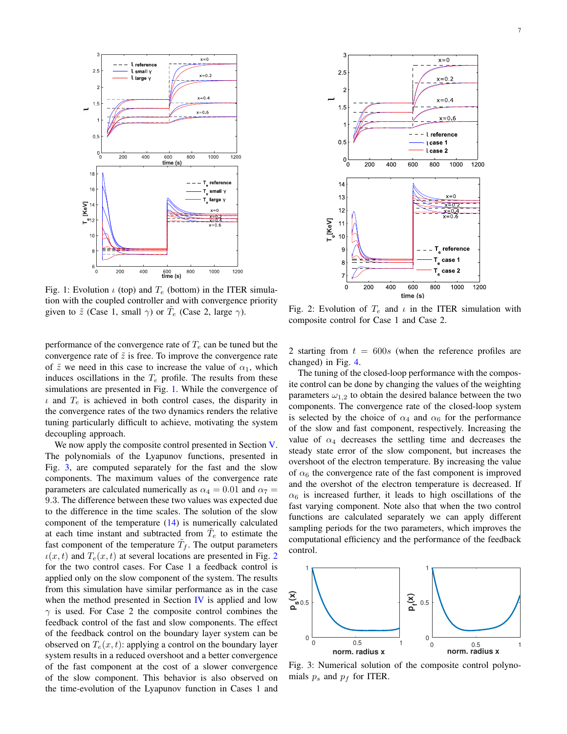Fig. 1: Evolution $\iota$ (top) and $T_e$ (bottom) in the ITER simulation with the coupled controller and with convergence priority given to $\tilde{z}$ (Case 1, small $\gamma$) or $\tilde{T}_e$ (Case 2, large $\gamma$).

Fig. 2: Evolution of $T_e$ and $\iota$ in the ITER simulation with composite control for Case 1 and Case 2.

performance of the convergence rate of $T_e$ can be tuned but the convergence rate of $\tilde{z}$ is free. To improve the convergence rate of $\tilde{z}$ we need in this case to increase the value of $\alpha_1$, which induces oscillations in the $T_e$ profile. The results from these simulations are presented in Fig. 1. While the convergence of $\iota$ and $T_e$ is achieved in both control cases, the disparity in the convergence rates of the two dynamics renders the relative tuning particularly difficult to achieve, motivating the system decoupling approach.

We now apply the composite control presented in Section V. The polynomials of the Lyapunov functions, presented in Fig. 3, are computed separately for the fast and the slow components. The maximum values of the convergence rate parameters are calculated numerically as $\alpha_4 = 0.01$ and $\alpha_7 = 9.3$. The difference between these two values was expected due to the difference in the time scales. The solution of the slow component of the temperature (14) is numerically calculated at each time instant and subtracted from $\tilde{T}_e$ to estimate the fast component of the temperature $\tilde{T}_f$. The output parameters $\iota(x,t)$ and $T_e(x,t)$ at several locations are presented in Fig. 2 for the two control cases. For Case 1 a feedback control is applied only on the slow component of the system. The results from this simulation have similar performance as in the case when the method presented in Section IV is applied and low $\gamma$ is used. For Case 2 the composite control combines the feedback control of the fast and slow components. The effect of the feedback control on the boundary layer system can be observed on $T_e(x,t)$: applying a control on the boundary layer system results in a reduced overshoot and a better convergence of the fast component at the cost of a slower convergence of the slow component. This behavior is also observed on the time-evolution of the Lyapunov function in Cases 1 and 2 starting from $t = 600s$ (when the reference profiles are changed) in Fig. 4.

The tuning of the closed-loop performance with the composite control can be done by changing the values of the weighting parameters $\omega_{1,2}$ to obtain the desired balance between the two components. The convergence rate of the closed-loop system is selected by the choice of $\alpha_4$ and $\alpha_6$ for the performance of the slow and fast component, respectively. Increasing the value of $\alpha_4$ decreases the settling time and decreases the steady state error of the slow component, but increases the overshoot of the electron temperature. By increasing the value of $\alpha_6$ the convergence rate of the fast component is improved and the overshot of the electron temperature is decreased. If $\alpha_6$ is increased further, it leads to high oscillations of the fast varying component. Note also that when the two control functions are calculated separately we can apply different sampling periods for the two parameters, which improves the computational efficiency and the performance of the feedback control.

Fig. 3: Numerical solution of the composite control polynomials $p_s$ and $p_f$ for ITER.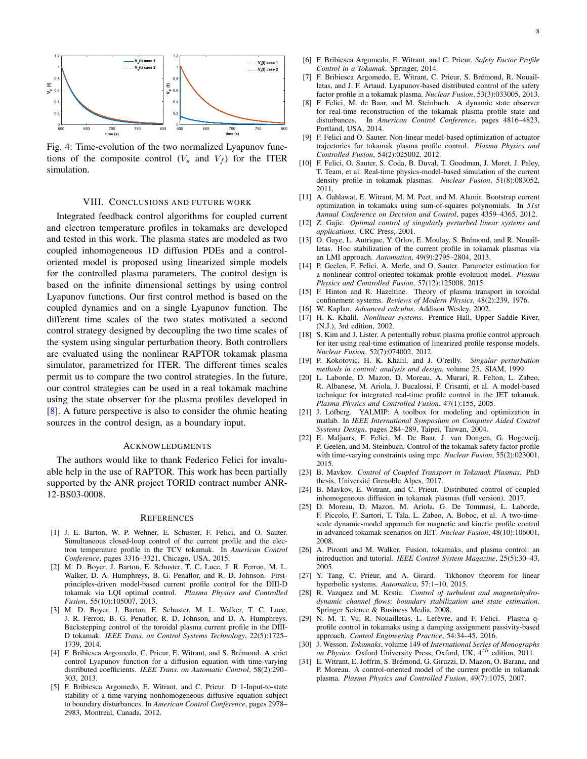1.2
1
0.8
$V_s$ (t)
0.6
0.4
0.2
0
600 650 700 750 800
time (s)
$V_s(t)$ case 1
$V_s(t)$ case 2

1.2
1
0.8
$V_f$ (t)
0.6
0.4
0.2
0
600 650 700 750 800
time (s)
$V_f(t)$ case 1
$V_f(t)$ case 2

Fig. 4: Time-evolution of the two normalized Lyapunov functions of the composite control ($V_s$ and $V_f$) for the ITER simulation.

## VIII. Conclusions and future work

Integrated feedback control algorithms for coupled current and electron temperature profiles in tokamaks are developed and tested in this work. The plasma states are modeled as two coupled inhomogeneous 1D diffusion PDEs and a control-oriented model is proposed using linearized simple models for the controlled plasma parameters. The control design is based on the infinite dimensional settings by using control Lyapunov functions. Our first control method is based on the coupled dynamics and on a single Lyapunov function. The different time scales of the two states motivated a second control strategy designed by decoupling the two time scales of the system using singular perturbation theory. Both controllers are evaluated using the nonlinear RAPTOR tokamak plasma simulator, parametrized for ITER. The different times scales permit us to compare the two control strategies. In the future, our control strategies can be used in a real tokamak machine using the state observer for the plasma profiles developed in [8]. A future perspective is also to consider the ohmic heating sources in the control design, as a boundary input.

## Acknowledgments

The authors would like to thank Federico Felici for invaluable help in the use of RAPTOR. This work has been partially supported by the ANR project TORID contract number ANR-12-BS03-0008.

## References

[1] J. E. Barton, W. P. Wehner, E. Schuster, F. Felici, and O. Sauter. Simultaneous closed-loop control of the current profile and the electron temperature profile in the TCV tokamak. In *American Control Conference*, pages 3316–3321, Chicago, USA, 2015.

[2] M. D. Boyer, J. Barton, E. Schuster, T. C. Luce, J. R. Ferron, M. L. Walker, D. A. Humphreys, B. G. Penaflor, and R. D. Johnson. First-principles-driven model-based current profile control for the DIII-D tokamak via LQI optimal control. *Plasma Physics and Controlled Fusion*, 55(10):105007, 2013.

[3] M. D. Boyer, J. Barton, E. Schuster, M. L. Walker, T. C. Luce, J. R. Ferron, B. G. Penaflor, R. D. Johnson, and D. A. Humphreys. Backstepping control of the toroidal plasma current profile in the DIII-D tokamak. *IEEE Trans. on Control Systems Technology*, 22(5):1725–1739, 2014.

[4] F. Bribiesca Argomedo, C. Prieur, E. Witrant, and S. Brémond. A strict control Lyapunov function for a diffusion equation with time-varying distributed coefficients. *IEEE Trans. on Automatic Control*, 58(2):290–303, 2013.

[5] F. Bribiesca Argomedo, E. Witrant, and C. Prieur. D 1-Input-to-state stability of a time-varying nonhomogeneous diffusive equation subject to boundary disturbances. In *American Control Conference*, pages 2978–2983, Montreal, Canada, 2012.

[6] F. Bribiesca Argomedo, E. Witrant, and C. Prieur. *Safety Factor Profile Control in a Tokamak*. Springer, 2014.

[7] F. Bribiesca Argomedo, E. Witrant, C. Prieur, S. Brémond, R. Nouailletas, and J. F. Artaud. Lyapunov-based distributed control of the safety factor profile in a tokamak plasma. *Nuclear Fusion*, 53(3):033005, 2013.

[8] F. Felici, M. de Baar, and M. Steinbuch. A dynamic state observer for real-time reconstruction of the tokamak plasma profile state and disturbances. In *American Control Conference*, pages 4816–4823, Portland, USA, 2014.

[9] F. Felici and O. Sauter. Non-linear model-based optimization of actuator trajectories for tokamak plasma profile control. *Plasma Physics and Controlled Fusion*, 54(2):025002, 2012.

[10] F. Felici, O. Sauter, S. Coda, B. Duval, T. Goodman, J. Moret, J. Paley, T. Team, et al. Real-time physics-model-based simulation of the current density profile in tokamak plasmas. *Nuclear Fusion*, 51(8):083052, 2011.

[11] A. Gahlawat, E. Witrant, M. M. Peet, and M. Alamir. Bootstrap current optimization in tokamaks using sum-of-squares polynomials. In *51st Annual Conference on Decision and Control*, pages 4359–4365, 2012.

[12] Z. Gajic. *Optimal control of singularly perturbed linear systems and applications*. CRC Press, 2001.

[13] O. Gaye, L. Autrique, Y. Orlov, E. Moulay, S. Brémond, and R. Nouailletas. H∞ stabilization of the current profile in tokamak plasmas via an LMI approach. *Automatica*, 49(9):2795–2804, 2013.

[14] P. Geelen, F. Felici, A. Merle, and O. Sauter. Parameter estimation for a nonlinear control-oriented tokamak profile evolution model. *Plasma Physics and Controlled Fusion*, 57(12):125008, 2015.

[15] F. Hinton and R. Hazeltine. Theory of plasma transport in toroidal confinement systems. *Reviews of Modern Physics*, 48(2):239, 1976.

[16] W. Kaplan. *Advanced calculus*. Addison Wesley, 2002.

[17] H. K. Khalil. *Nonlinear systems*. Prentice Hall, Upper Saddle River, (N.J.), 3rd edition, 2002.

[18] S. Kim and J. Lister. A potentially robust plasma profile control approach for iter using real-time estimation of linearized profile response models. *Nuclear Fusion*, 52(7):074002, 2012.

[19] P. Kokotovic, H. K. Khalil, and J. O'reilly. *Singular perturbation methods in control: analysis and design*, volume 25. SIAM, 1999.

[20] L. Laborde, D. Mazon, D. Moreau, A. Murari, R. Felton, L. Zabeo, R. Albanese, M. Ariola, J. Bucalossi, F. Crisanti, et al. A model-based technique for integrated real-time profile control in the JET tokamak. *Plasma Physics and Controlled Fusion*, 47(1):155, 2005.

[21] J. Löfberg. YALMIP: A toolbox for modeling and optimization in matlab. In *IEEE International Symposium on Computer Aided Control Systems Design*, pages 284–289, Taipei, Taiwan, 2004.

[22] E. Maljaars, F. Felici, M. De Baar, J. van Dongen, G. Hogeweij, P. Geelen, and M. Steinbuch. Control of the tokamak safety factor profile with time-varying constraints using mpc. *Nuclear Fusion*, 55(2):023001, 2015.

[23] B. Mavkov. *Control of Coupled Transport in Tokamak Plasmas*. PhD thesis, Université Grenoble Alpes, 2017.

[24] B. Mavkov, E. Witrant, and C. Prieur. Distributed control of coupled inhomogeneous diffusion in tokamak plasmas (full version). 2017.

[25] D. Moreau, D. Mazon, M. Ariola, G. De Tommasi, L. Laborde, F. Piccolo, F. Sartori, T. Tala, L. Zabeo, A. Boboc, et al. A two-time-scale dynamic-model approach for magnetic and kinetic profile control in advanced tokamak scenarios on JET. *Nuclear Fusion*, 48(10):106001, 2008.

[26] A. Pironti and M. Walker. Fusion, tokamaks, and plasma control: an introduction and tutorial. *IEEE Control System Magazine*, 25(5):30–43, 2005.

[27] Y. Tang, C. Prieur, and A. Girard. Tikhonov theorem for linear hyperbolic systems. *Automatica*, 57:1–10, 2015.

[28] R. Vazquez and M. Krstic. *Control of turbulent and magnetohydrodynamic channel flows: boundary stabilization and state estimation*. Springer Science & Business Media, 2008.

[29] N. M. T. Vu, R. Nouailletas, L. Lefèvre, and F. Felici. Plasma q-profile control in tokamaks using a damping assignment passivity-based approach. *Control Engineering Practice*, 54:34–45, 2016.

[30] J. Wesson. *Tokamaks*, volume 149 of *International Series of Monographs on Physics*. Oxford University Press, Oxford, UK, $4^{th}$ edition, 2011.

[31] E. Witrant, E. Joffrin, S. Brémond, G. Giruzzi, D. Mazon, O. Barana, and P. Moreau. A control-oriented model of the current profile in tokamak plasma. *Plasma Physics and Controlled Fusion*, 49(7):1075, 2007.